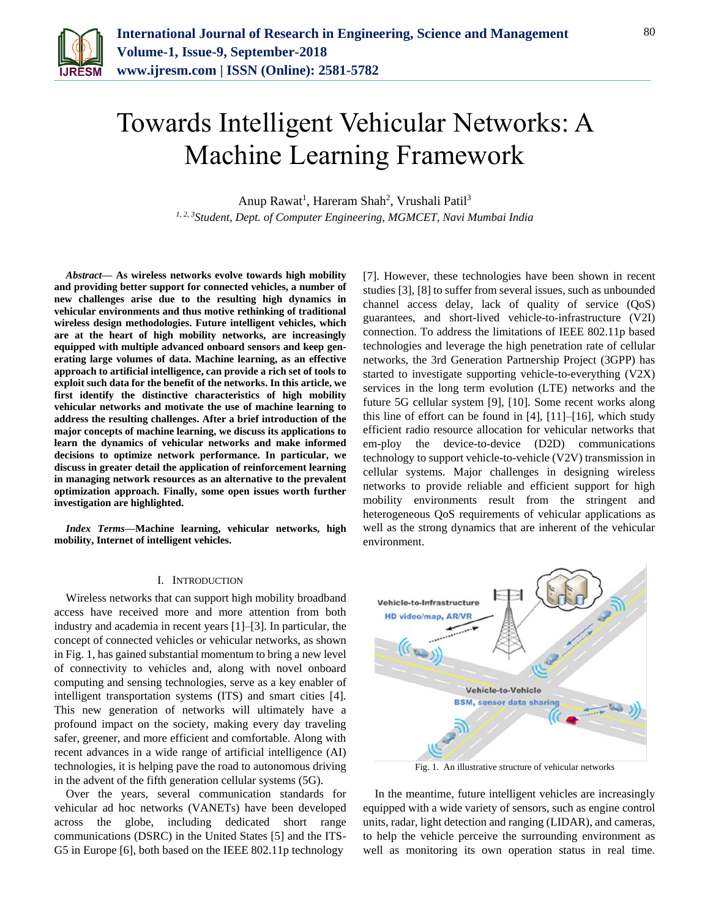# Towards Intelligent Vehicular Networks: A Machine Learning Framework

Anup Rawat[1], Hareram Shah[2], Vrushali Patil[3]

[1, 2, 3]*Student, Dept. of Computer Engineering, MGMCET, Navi Mumbai India*

***Abstract*— As wireless networks evolve towards high mobility and providing better support for connected vehicles, a number of new challenges arise due to the resulting high dynamics in vehicular environments and thus motive rethinking of traditional wireless design methodologies. Future intelligent vehicles, which are at the heart of high mobility networks, are increasingly equipped with multiple advanced onboard sensors and keep generating large volumes of data. Machine learning, as an effective approach to artificial intelligence, can provide a rich set of tools to exploit such data for the benefit of the networks. In this article, we first identify the distinctive characteristics of high mobility vehicular networks and motivate the use of machine learning to address the resulting challenges. After a brief introduction of the major concepts of machine learning, we discuss its applications to learn the dynamics of vehicular networks and make informed decisions to optimize network performance. In particular, we discuss in greater detail the application of reinforcement learning in managing network resources as an alternative to the prevalent optimization approach. Finally, some open issues worth further investigation are highlighted.**

***Index Terms*—Machine learning, vehicular networks, high mobility, Internet of intelligent vehicles.**

## I. Introduction

Wireless networks that can support high mobility broadband access have received more and more attention from both industry and academia in recent years [1]–[3]. In particular, the concept of connected vehicles or vehicular networks, as shown in Fig. 1, has gained substantial momentum to bring a new level of connectivity to vehicles and, along with novel onboard computing and sensing technologies, serve as a key enabler of intelligent transportation systems (ITS) and smart cities [4]. This new generation of networks will ultimately have a profound impact on the society, making every day traveling safer, greener, and more efficient and comfortable. Along with recent advances in a wide range of artificial intelligence (AI) technologies, it is helping pave the road to autonomous driving in the advent of the fifth generation cellular systems (5G).

Over the years, several communication standards for vehicular ad hoc networks (VANETs) have been developed across the globe, including dedicated short range communications (DSRC) in the United States [5] and the ITS-G5 in Europe [6], both based on the IEEE 802.11p technology [7]. However, these technologies have been shown in recent studies [3], [8] to suffer from several issues, such as unbounded channel access delay, lack of quality of service (QoS) guarantees, and short-lived vehicle-to-infrastructure (V2I) connection. To address the limitations of IEEE 802.11p based technologies and leverage the high penetration rate of cellular networks, the 3rd Generation Partnership Project (3GPP) has started to investigate supporting vehicle-to-everything (V2X) services in the long term evolution (LTE) networks and the future 5G cellular system [9], [10]. Some recent works along this line of effort can be found in [4], [11]–[16], which study efficient radio resource allocation for vehicular networks that em-ploy the device-to-device (D2D) communications technology to support vehicle-to-vehicle (V2V) transmission in cellular systems. Major challenges in designing wireless networks to provide reliable and efficient support for high mobility environments result from the stringent and heterogeneous QoS requirements of vehicular applications as well as the strong dynamics that are inherent of the vehicular environment.

Fig. 1. An illustrative structure of vehicular networks

In the meantime, future intelligent vehicles are increasingly equipped with a wide variety of sensors, such as engine control units, radar, light detection and ranging (LIDAR), and cameras, to help the vehicle perceive the surrounding environment as well as monitoring its own operation status in real time.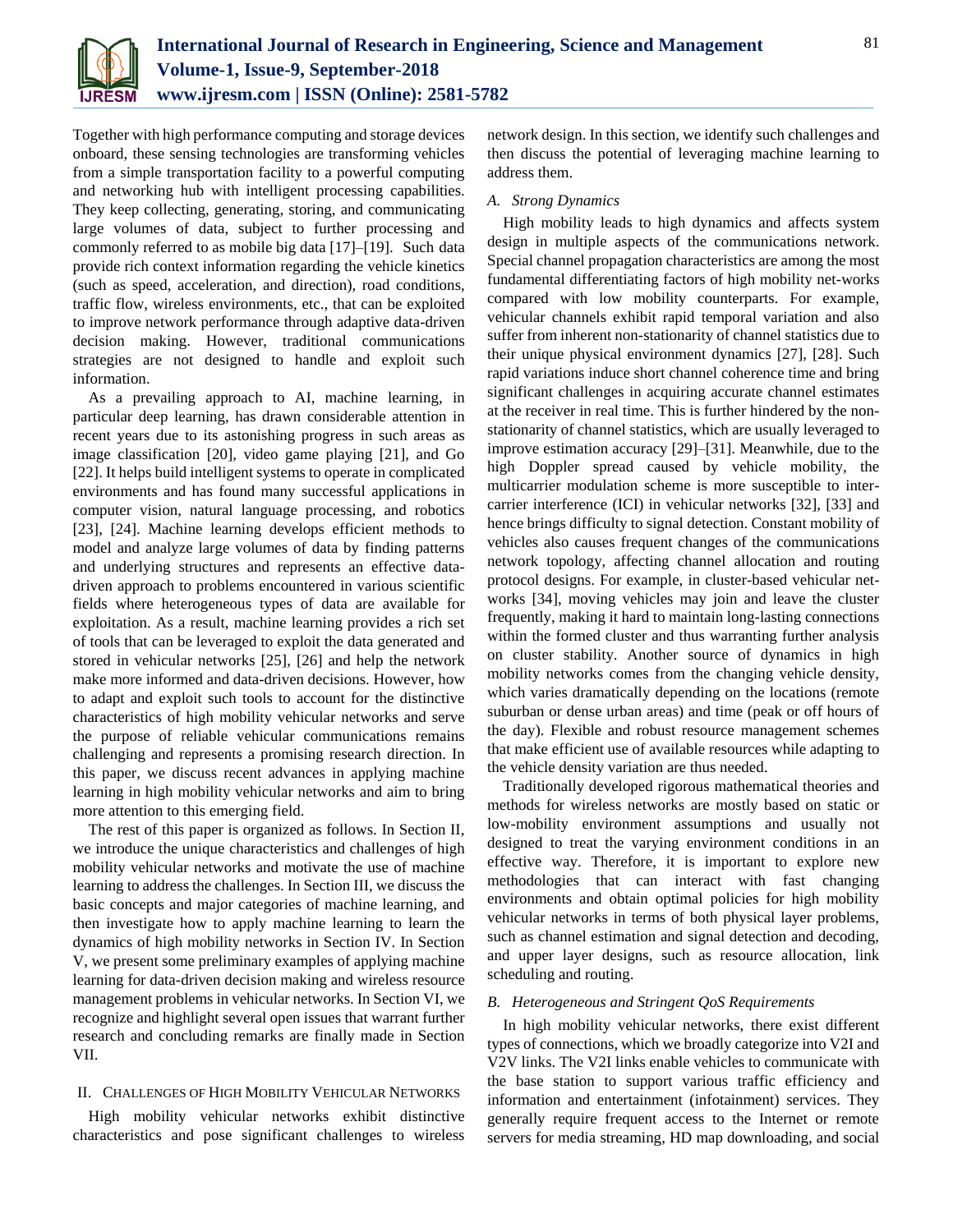Together with high performance computing and storage devices onboard, these sensing technologies are transforming vehicles from a simple transportation facility to a powerful computing and networking hub with intelligent processing capabilities. They keep collecting, generating, storing, and communicating large volumes of data, subject to further processing and commonly referred to as mobile big data [17]–[19]. Such data provide rich context information regarding the vehicle kinetics (such as speed, acceleration, and direction), road conditions, traffic flow, wireless environments, etc., that can be exploited to improve network performance through adaptive data-driven decision making. However, traditional communications strategies are not designed to handle and exploit such information.

As a prevailing approach to AI, machine learning, in particular deep learning, has drawn considerable attention in recent years due to its astonishing progress in such areas as image classification [20], video game playing [21], and Go [22]. It helps build intelligent systems to operate in complicated environments and has found many successful applications in computer vision, natural language processing, and robotics [23], [24]. Machine learning develops efficient methods to model and analyze large volumes of data by finding patterns and underlying structures and represents an effective data-driven approach to problems encountered in various scientific fields where heterogeneous types of data are available for exploitation. As a result, machine learning provides a rich set of tools that can be leveraged to exploit the data generated and stored in vehicular networks [25], [26] and help the network make more informed and data-driven decisions. However, how to adapt and exploit such tools to account for the distinctive characteristics of high mobility vehicular networks and serve the purpose of reliable vehicular communications remains challenging and represents a promising research direction. In this paper, we discuss recent advances in applying machine learning in high mobility vehicular networks and aim to bring more attention to this emerging field.

The rest of this paper is organized as follows. In Section II, we introduce the unique characteristics and challenges of high mobility vehicular networks and motivate the use of machine learning to address the challenges. In Section III, we discuss the basic concepts and major categories of machine learning, and then investigate how to apply machine learning to learn the dynamics of high mobility networks in Section IV. In Section V, we present some preliminary examples of applying machine learning for data-driven decision making and wireless resource management problems in vehicular networks. In Section VI, we recognize and highlight several open issues that warrant further research and concluding remarks are finally made in Section VII.

## II. Challenges of High Mobility Vehicular Networks

High mobility vehicular networks exhibit distinctive characteristics and pose significant challenges to wireless network design. In this section, we identify such challenges and then discuss the potential of leveraging machine learning to address them.

### A. Strong Dynamics

High mobility leads to high dynamics and affects system design in multiple aspects of the communications network. Special channel propagation characteristics are among the most fundamental differentiating factors of high mobility net-works compared with low mobility counterparts. For example, vehicular channels exhibit rapid temporal variation and also suffer from inherent non-stationarity of channel statistics due to their unique physical environment dynamics [27], [28]. Such rapid variations induce short channel coherence time and bring significant challenges in acquiring accurate channel estimates at the receiver in real time. This is further hindered by the non-stationarity of channel statistics, which are usually leveraged to improve estimation accuracy [29]–[31]. Meanwhile, due to the high Doppler spread caused by vehicle mobility, the multicarrier modulation scheme is more susceptible to inter-carrier interference (ICI) in vehicular networks [32], [33] and hence brings difficulty to signal detection. Constant mobility of vehicles also causes frequent changes of the communications network topology, affecting channel allocation and routing protocol designs. For example, in cluster-based vehicular net-works [34], moving vehicles may join and leave the cluster frequently, making it hard to maintain long-lasting connections within the formed cluster and thus warranting further analysis on cluster stability. Another source of dynamics in high mobility networks comes from the changing vehicle density, which varies dramatically depending on the locations (remote suburban or dense urban areas) and time (peak or off hours of the day). Flexible and robust resource management schemes that make efficient use of available resources while adapting to the vehicle density variation are thus needed.

Traditionally developed rigorous mathematical theories and methods for wireless networks are mostly based on static or low-mobility environment assumptions and usually not designed to treat the varying environment conditions in an effective way. Therefore, it is important to explore new methodologies that can interact with fast changing environments and obtain optimal policies for high mobility vehicular networks in terms of both physical layer problems, such as channel estimation and signal detection and decoding, and upper layer designs, such as resource allocation, link scheduling and routing.

### B. Heterogeneous and Stringent QoS Requirements

In high mobility vehicular networks, there exist different types of connections, which we broadly categorize into V2I and V2V links. The V2I links enable vehicles to communicate with the base station to support various traffic efficiency and information and entertainment (infotainment) services. They generally require frequent access to the Internet or remote servers for media streaming, HD map downloading, and social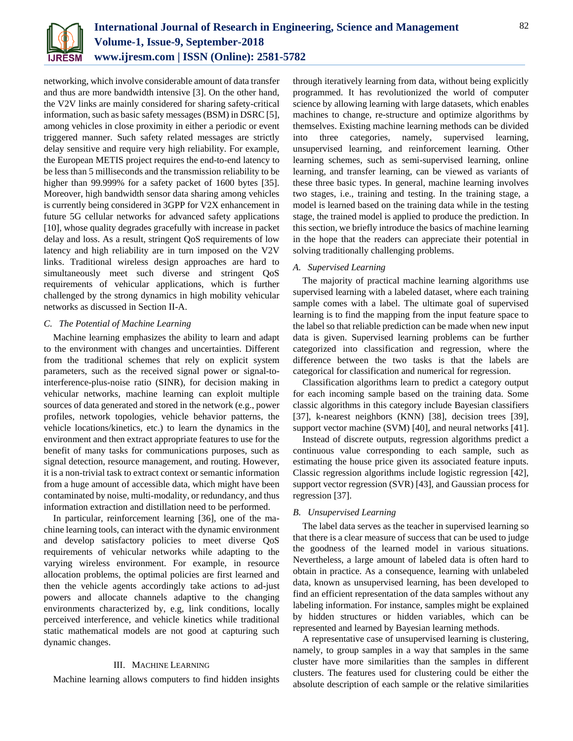networking, which involve considerable amount of data transfer and thus are more bandwidth intensive [3]. On the other hand, the V2V links are mainly considered for sharing safety-critical information, such as basic safety messages (BSM) in DSRC [5], among vehicles in close proximity in either a periodic or event triggered manner. Such safety related messages are strictly delay sensitive and require very high reliability. For example, the European METIS project requires the end-to-end latency to be less than 5 milliseconds and the transmission reliability to be higher than 99.999% for a safety packet of 1600 bytes [35]. Moreover, high bandwidth sensor data sharing among vehicles is currently being considered in 3GPP for V2X enhancement in future 5G cellular networks for advanced safety applications [10], whose quality degrades gracefully with increase in packet delay and loss. As a result, stringent QoS requirements of low latency and high reliability are in turn imposed on the V2V links. Traditional wireless design approaches are hard to simultaneously meet such diverse and stringent QoS requirements of vehicular applications, which is further challenged by the strong dynamics in high mobility vehicular networks as discussed in Section II-A.

### C. *The Potential of Machine Learning*

Machine learning emphasizes the ability to learn and adapt to the environment with changes and uncertainties. Different from the traditional schemes that rely on explicit system parameters, such as the received signal power or signal-to-interference-plus-noise ratio (SINR), for decision making in vehicular networks, machine learning can exploit multiple sources of data generated and stored in the network (e.g., power profiles, network topologies, vehicle behavior patterns, the vehicle locations/kinetics, etc.) to learn the dynamics in the environment and then extract appropriate features to use for the benefit of many tasks for communications purposes, such as signal detection, resource management, and routing. However, it is a non-trivial task to extract context or semantic information from a huge amount of accessible data, which might have been contaminated by noise, multi-modality, or redundancy, and thus information extraction and distillation need to be performed.

In particular, reinforcement learning [36], one of the machine learning tools, can interact with the dynamic environment and develop satisfactory policies to meet diverse QoS requirements of vehicular networks while adapting to the varying wireless environment. For example, in resource allocation problems, the optimal policies are first learned and then the vehicle agents accordingly take actions to ad-just powers and allocate channels adaptive to the changing environments characterized by, e.g, link conditions, locally perceived interference, and vehicle kinetics while traditional static mathematical models are not good at capturing such dynamic changes.

## III. Machine Learning

Machine learning allows computers to find hidden insights through iteratively learning from data, without being explicitly programmed. It has revolutionized the world of computer science by allowing learning with large datasets, which enables machines to change, re-structure and optimize algorithms by themselves. Existing machine learning methods can be divided into three categories, namely, supervised learning, unsupervised learning, and reinforcement learning. Other learning schemes, such as semi-supervised learning, online learning, and transfer learning, can be viewed as variants of these three basic types. In general, machine learning involves two stages, i.e., training and testing. In the training stage, a model is learned based on the training data while in the testing stage, the trained model is applied to produce the prediction. In this section, we briefly introduce the basics of machine learning in the hope that the readers can appreciate their potential in solving traditionally challenging problems.

### A. *Supervised Learning*

The majority of practical machine learning algorithms use supervised learning with a labeled dataset, where each training sample comes with a label. The ultimate goal of supervised learning is to find the mapping from the input feature space to the label so that reliable prediction can be made when new input data is given. Supervised learning problems can be further categorized into classification and regression, where the difference between the two tasks is that the labels are categorical for classification and numerical for regression.

Classification algorithms learn to predict a category output for each incoming sample based on the training data. Some classic algorithms in this category include Bayesian classifiers [37], k-nearest neighbors (KNN) [38], decision trees [39], support vector machine (SVM) [40], and neural networks [41].

Instead of discrete outputs, regression algorithms predict a continuous value corresponding to each sample, such as estimating the house price given its associated feature inputs. Classic regression algorithms include logistic regression [42], support vector regression (SVR) [43], and Gaussian process for regression [37].

### B. *Unsupervised Learning*

The label data serves as the teacher in supervised learning so that there is a clear measure of success that can be used to judge the goodness of the learned model in various situations. Nevertheless, a large amount of labeled data is often hard to obtain in practice. As a consequence, learning with unlabeled data, known as unsupervised learning, has been developed to find an efficient representation of the data samples without any labeling information. For instance, samples might be explained by hidden structures or hidden variables, which can be represented and learned by Bayesian learning methods.

A representative case of unsupervised learning is clustering, namely, to group samples in a way that samples in the same cluster have more similarities than the samples in different clusters. The features used for clustering could be either the absolute description of each sample or the relative similarities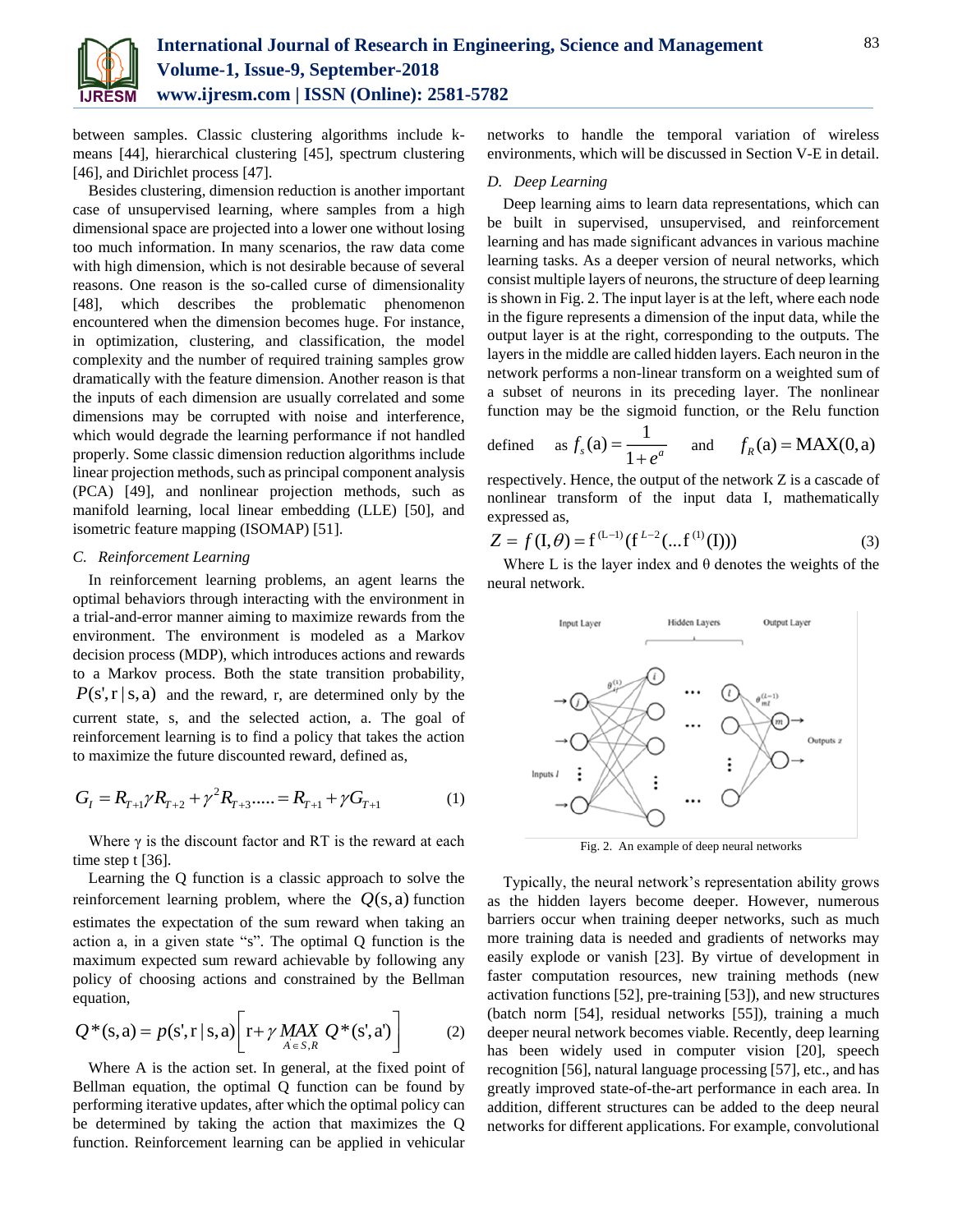between samples. Classic clustering algorithms include k-means [44], hierarchical clustering [45], spectrum clustering [46], and Dirichlet process [47].

Besides clustering, dimension reduction is another important case of unsupervised learning, where samples from a high dimensional space are projected into a lower one without losing too much information. In many scenarios, the raw data come with high dimension, which is not desirable because of several reasons. One reason is the so-called curse of dimensionality [48], which describes the problematic phenomenon encountered when the dimension becomes huge. For instance, in optimization, clustering, and classification, the model complexity and the number of required training samples grow dramatically with the feature dimension. Another reason is that the inputs of each dimension are usually correlated and some dimensions may be corrupted with noise and interference, which would degrade the learning performance if not handled properly. Some classic dimension reduction algorithms include linear projection methods, such as principal component analysis (PCA) [49], and nonlinear projection methods, such as manifold learning, local linear embedding (LLE) [50], and isometric feature mapping (ISOMAP) [51].

### C. Reinforcement Learning

In reinforcement learning problems, an agent learns the optimal behaviors through interacting with the environment in a trial-and-error manner aiming to maximize rewards from the environment. The environment is modeled as a Markov decision process (MDP), which introduces actions and rewards to a Markov process. Both the state transition probability, $P(s', r \mid s, a)$ and the reward, r, are determined only by the current state, s, and the selected action, a. The goal of reinforcement learning is to find a policy that takes the action to maximize the future discounted reward, defined as,

$$G_I = R_{T+1} \gamma R_{T+2} + \gamma^2 R_{T+3} ..... = R_{T+1} + \gamma G_{T+1} \quad (1)$$

Where γ is the discount factor and RT is the reward at each time step t [36].

Learning the Q function is a classic approach to solve the reinforcement learning problem, where the $Q(s,a)$ function estimates the expectation of the sum reward when taking an action a, in a given state "s". The optimal Q function is the maximum expected sum reward achievable by following any policy of choosing actions and constrained by the Bellman equation,

$$Q^*(s,a) = p(s', r \mid s, a)\left[ r + \gamma \underset{A \in S,R}{MAX}\ Q^*(s', a') \right] \quad (2)$$

Where A is the action set. In general, at the fixed point of Bellman equation, the optimal Q function can be found by performing iterative updates, after which the optimal policy can be determined by taking the action that maximizes the Q function. Reinforcement learning can be applied in vehicular networks to handle the temporal variation of wireless environments, which will be discussed in Section V-E in detail.

### D. Deep Learning

Deep learning aims to learn data representations, which can be built in supervised, unsupervised, and reinforcement learning and has made significant advances in various machine learning tasks. As a deeper version of neural networks, which consist multiple layers of neurons, the structure of deep learning is shown in Fig. 2. The input layer is at the left, where each node in the figure represents a dimension of the input data, while the output layer is at the right, corresponding to the outputs. The layers in the middle are called hidden layers. Each neuron in the network performs a non-linear transform on a weighted sum of a subset of neurons in its preceding layer. The nonlinear function may be the sigmoid function, or the Relu function defined as $f_s(a) = \dfrac{1}{1+e^a}$ and $f_R(a) = \mathrm{MAX}(0,a)$ respectively. Hence, the output of the network Z is a cascade of nonlinear transform of the input data I, mathematically expressed as,

$$Z = f(\mathrm{I}, \theta) = \mathrm{f}^{(L-1)}(\mathrm{f}^{L-2}(...\mathrm{f}^{(1)}(\mathrm{I}))) \quad (3)$$

Where L is the layer index and θ denotes the weights of the neural network.

Fig. 2. An example of deep neural networks

Typically, the neural network's representation ability grows as the hidden layers become deeper. However, numerous barriers occur when training deeper networks, such as much more training data is needed and gradients of networks may easily explode or vanish [23]. By virtue of development in faster computation resources, new training methods (new activation functions [52], pre-training [53]), and new structures (batch norm [54], residual networks [55]), training a much deeper neural network becomes viable. Recently, deep learning has been widely used in computer vision [20], speech recognition [56], natural language processing [57], etc., and has greatly improved state-of-the-art performance in each area. In addition, different structures can be added to the deep neural networks for different applications. For example, convolutional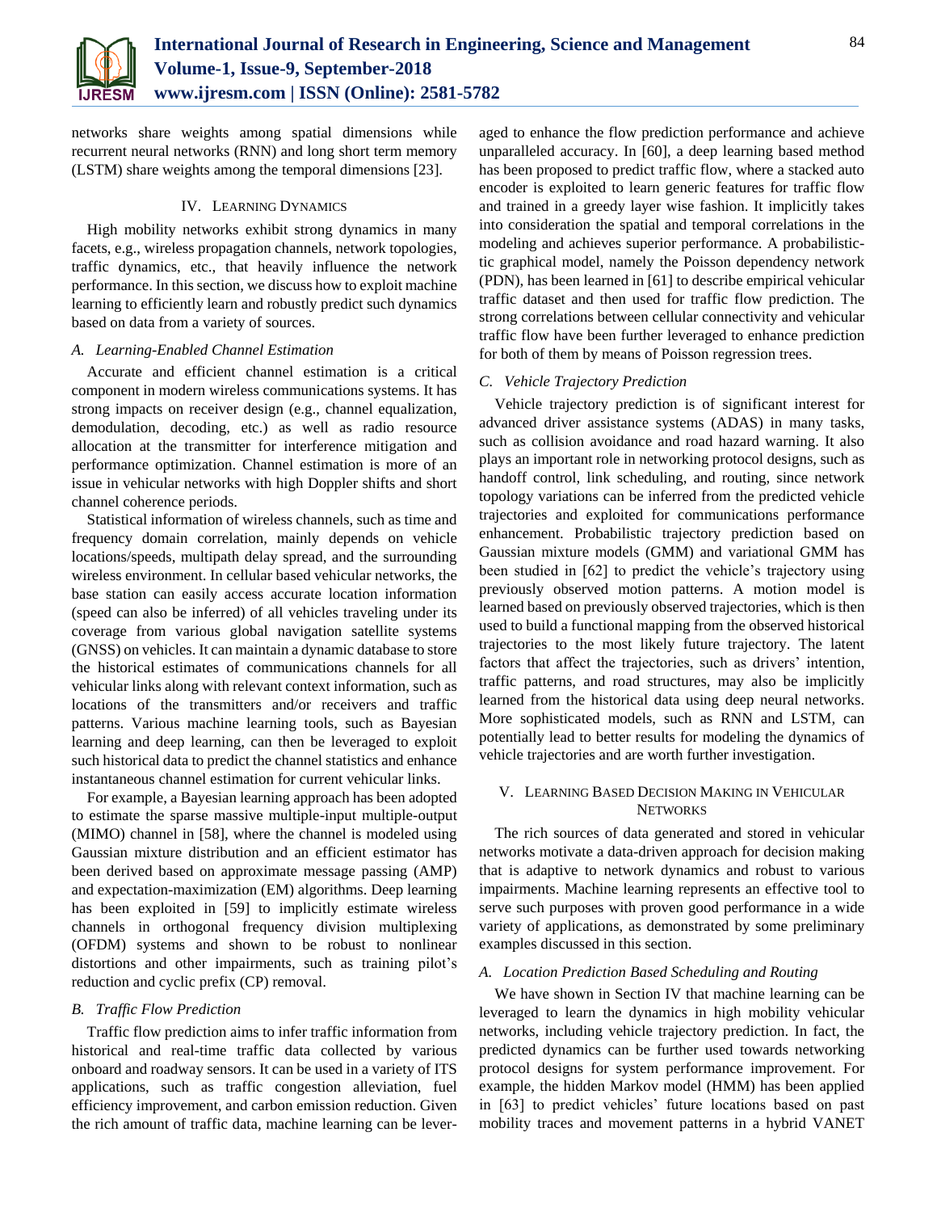networks share weights among spatial dimensions while recurrent neural networks (RNN) and long short term memory (LSTM) share weights among the temporal dimensions [23].

## IV. Learning Dynamics

High mobility networks exhibit strong dynamics in many facets, e.g., wireless propagation channels, network topologies, traffic dynamics, etc., that heavily influence the network performance. In this section, we discuss how to exploit machine learning to efficiently learn and robustly predict such dynamics based on data from a variety of sources.

### A. Learning-Enabled Channel Estimation

Accurate and efficient channel estimation is a critical component in modern wireless communications systems. It has strong impacts on receiver design (e.g., channel equalization, demodulation, decoding, etc.) as well as radio resource allocation at the transmitter for interference mitigation and performance optimization. Channel estimation is more of an issue in vehicular networks with high Doppler shifts and short channel coherence periods.

Statistical information of wireless channels, such as time and frequency domain correlation, mainly depends on vehicle locations/speeds, multipath delay spread, and the surrounding wireless environment. In cellular based vehicular networks, the base station can easily access accurate location information (speed can also be inferred) of all vehicles traveling under its coverage from various global navigation satellite systems (GNSS) on vehicles. It can maintain a dynamic database to store the historical estimates of communications channels for all vehicular links along with relevant context information, such as locations of the transmitters and/or receivers and traffic patterns. Various machine learning tools, such as Bayesian learning and deep learning, can then be leveraged to exploit such historical data to predict the channel statistics and enhance instantaneous channel estimation for current vehicular links.

For example, a Bayesian learning approach has been adopted to estimate the sparse massive multiple-input multiple-output (MIMO) channel in [58], where the channel is modeled using Gaussian mixture distribution and an efficient estimator has been derived based on approximate message passing (AMP) and expectation-maximization (EM) algorithms. Deep learning has been exploited in [59] to implicitly estimate wireless channels in orthogonal frequency division multiplexing (OFDM) systems and shown to be robust to nonlinear distortions and other impairments, such as training pilot's reduction and cyclic prefix (CP) removal.

### B. Traffic Flow Prediction

Traffic flow prediction aims to infer traffic information from historical and real-time traffic data collected by various onboard and roadway sensors. It can be used in a variety of ITS applications, such as traffic congestion alleviation, fuel efficiency improvement, and carbon emission reduction. Given the rich amount of traffic data, machine learning can be leveraged to enhance the flow prediction performance and achieve unparalleled accuracy. In [60], a deep learning based method has been proposed to predict traffic flow, where a stacked auto encoder is exploited to learn generic features for traffic flow and trained in a greedy layer wise fashion. It implicitly takes into consideration the spatial and temporal correlations in the modeling and achieves superior performance. A probabilistic-tic graphical model, namely the Poisson dependency network (PDN), has been learned in [61] to describe empirical vehicular traffic dataset and then used for traffic flow prediction. The strong correlations between cellular connectivity and vehicular traffic flow have been further leveraged to enhance prediction for both of them by means of Poisson regression trees.

### C. Vehicle Trajectory Prediction

Vehicle trajectory prediction is of significant interest for advanced driver assistance systems (ADAS) in many tasks, such as collision avoidance and road hazard warning. It also plays an important role in networking protocol designs, such as handoff control, link scheduling, and routing, since network topology variations can be inferred from the predicted vehicle trajectories and exploited for communications performance enhancement. Probabilistic trajectory prediction based on Gaussian mixture models (GMM) and variational GMM has been studied in [62] to predict the vehicle's trajectory using previously observed motion patterns. A motion model is learned based on previously observed trajectories, which is then used to build a functional mapping from the observed historical trajectories to the most likely future trajectory. The latent factors that affect the trajectories, such as drivers' intention, traffic patterns, and road structures, may also be implicitly learned from the historical data using deep neural networks. More sophisticated models, such as RNN and LSTM, can potentially lead to better results for modeling the dynamics of vehicle trajectories and are worth further investigation.

## V. Learning Based Decision Making in Vehicular Networks

The rich sources of data generated and stored in vehicular networks motivate a data-driven approach for decision making that is adaptive to network dynamics and robust to various impairments. Machine learning represents an effective tool to serve such purposes with proven good performance in a wide variety of applications, as demonstrated by some preliminary examples discussed in this section.

### A. Location Prediction Based Scheduling and Routing

We have shown in Section IV that machine learning can be leveraged to learn the dynamics in high mobility vehicular networks, including vehicle trajectory prediction. In fact, the predicted dynamics can be further used towards networking protocol designs for system performance improvement. For example, the hidden Markov model (HMM) has been applied in [63] to predict vehicles' future locations based on past mobility traces and movement patterns in a hybrid VANET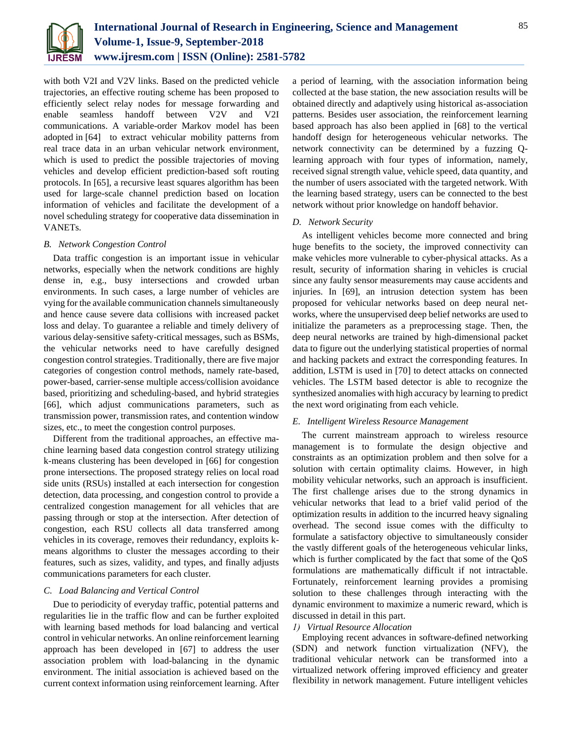with both V2I and V2V links. Based on the predicted vehicle trajectories, an effective routing scheme has been proposed to efficiently select relay nodes for message forwarding and enable seamless handoff between V2V and V2I communications. A variable-order Markov model has been adopted in [64] to extract vehicular mobility patterns from real trace data in an urban vehicular network environment, which is used to predict the possible trajectories of moving vehicles and develop efficient prediction-based soft routing protocols. In [65], a recursive least squares algorithm has been used for large-scale channel prediction based on location information of vehicles and facilitate the development of a novel scheduling strategy for cooperative data dissemination in VANETs.

### *B. Network Congestion Control*

Data traffic congestion is an important issue in vehicular networks, especially when the network conditions are highly dense in, e.g., busy intersections and crowded urban environments. In such cases, a large number of vehicles are vying for the available communication channels simultaneously and hence cause severe data collisions with increased packet loss and delay. To guarantee a reliable and timely delivery of various delay-sensitive safety-critical messages, such as BSMs, the vehicular networks need to have carefully designed congestion control strategies. Traditionally, there are five major categories of congestion control methods, namely rate-based, power-based, carrier-sense multiple access/collision avoidance based, prioritizing and scheduling-based, and hybrid strategies [66], which adjust communications parameters, such as transmission power, transmission rates, and contention window sizes, etc., to meet the congestion control purposes.

Different from the traditional approaches, an effective machine learning based data congestion control strategy utilizing k-means clustering has been developed in [66] for congestion prone intersections. The proposed strategy relies on local road side units (RSUs) installed at each intersection for congestion detection, data processing, and congestion control to provide a centralized congestion management for all vehicles that are passing through or stop at the intersection. After detection of congestion, each RSU collects all data transferred among vehicles in its coverage, removes their redundancy, exploits k-means algorithms to cluster the messages according to their features, such as sizes, validity, and types, and finally adjusts communications parameters for each cluster.

### *C. Load Balancing and Vertical Control*

Due to periodicity of everyday traffic, potential patterns and regularities lie in the traffic flow and can be further exploited with learning based methods for load balancing and vertical control in vehicular networks. An online reinforcement learning approach has been developed in [67] to address the user association problem with load-balancing in the dynamic environment. The initial association is achieved based on the current context information using reinforcement learning. After a period of learning, with the association information being collected at the base station, the new association results will be obtained directly and adaptively using historical as-association patterns. Besides user association, the reinforcement learning based approach has also been applied in [68] to the vertical handoff design for heterogeneous vehicular networks. The network connectivity can be determined by a fuzzing Q-learning approach with four types of information, namely, received signal strength value, vehicle speed, data quantity, and the number of users associated with the targeted network. With the learning based strategy, users can be connected to the best network without prior knowledge on handoff behavior.

### *D. Network Security*

As intelligent vehicles become more connected and bring huge benefits to the society, the improved connectivity can make vehicles more vulnerable to cyber-physical attacks. As a result, security of information sharing in vehicles is crucial since any faulty sensor measurements may cause accidents and injuries. In [69], an intrusion detection system has been proposed for vehicular networks based on deep neural networks, where the unsupervised deep belief networks are used to initialize the parameters as a preprocessing stage. Then, the deep neural networks are trained by high-dimensional packet data to figure out the underlying statistical properties of normal and hacking packets and extract the corresponding features. In addition, LSTM is used in [70] to detect attacks on connected vehicles. The LSTM based detector is able to recognize the synthesized anomalies with high accuracy by learning to predict the next word originating from each vehicle.

### *E. Intelligent Wireless Resource Management*

The current mainstream approach to wireless resource management is to formulate the design objective and constraints as an optimization problem and then solve for a solution with certain optimality claims. However, in high mobility vehicular networks, such an approach is insufficient. The first challenge arises due to the strong dynamics in vehicular networks that lead to a brief valid period of the optimization results in addition to the incurred heavy signaling overhead. The second issue comes with the difficulty to formulate a satisfactory objective to simultaneously consider the vastly different goals of the heterogeneous vehicular links, which is further complicated by the fact that some of the QoS formulations are mathematically difficult if not intractable. Fortunately, reinforcement learning provides a promising solution to these challenges through interacting with the dynamic environment to maximize a numeric reward, which is discussed in detail in this part.

#### *1) Virtual Resource Allocation*

Employing recent advances in software-defined networking (SDN) and network function virtualization (NFV), the traditional vehicular network can be transformed into a virtualized network offering improved efficiency and greater flexibility in network management. Future intelligent vehicles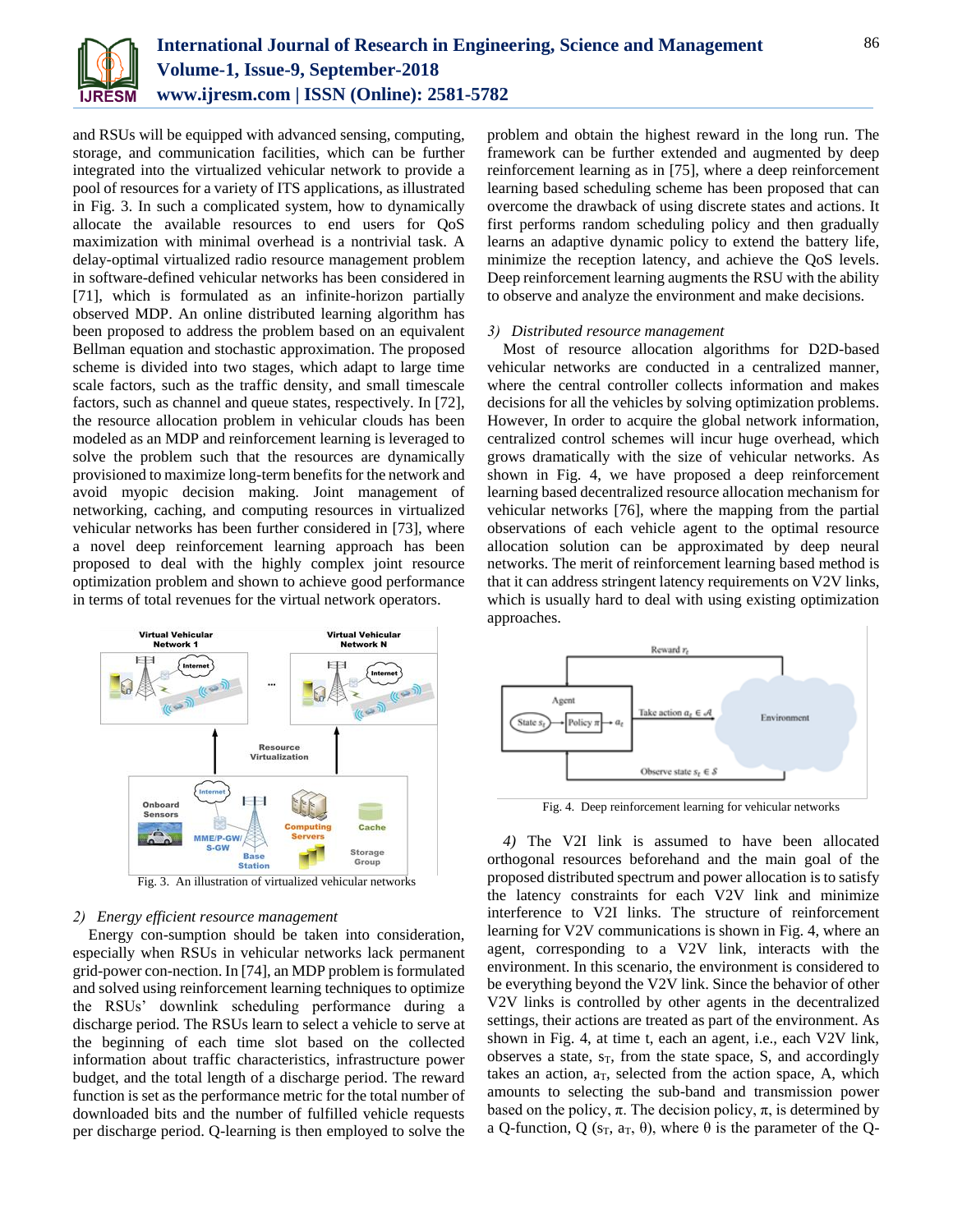and RSUs will be equipped with advanced sensing, computing, storage, and communication facilities, which can be further integrated into the virtualized vehicular network to provide a pool of resources for a variety of ITS applications, as illustrated in Fig. 3. In such a complicated system, how to dynamically allocate the available resources to end users for QoS maximization with minimal overhead is a nontrivial task. A delay-optimal virtualized radio resource management problem in software-defined vehicular networks has been considered in [71], which is formulated as an infinite-horizon partially observed MDP. An online distributed learning algorithm has been proposed to address the problem based on an equivalent Bellman equation and stochastic approximation. The proposed scheme is divided into two stages, which adapt to large time scale factors, such as the traffic density, and small timescale factors, such as channel and queue states, respectively. In [72], the resource allocation problem in vehicular clouds has been modeled as an MDP and reinforcement learning is leveraged to solve the problem such that the resources are dynamically provisioned to maximize long-term benefits for the network and avoid myopic decision making. Joint management of networking, caching, and computing resources in virtualized vehicular networks has been further considered in [73], where a novel deep reinforcement learning approach has been proposed to deal with the highly complex joint resource optimization problem and shown to achieve good performance in terms of total revenues for the virtual network operators.

Fig. 3. An illustration of virtualized vehicular networks

*2) Energy efficient resource management*

Energy con-sumption should be taken into consideration, especially when RSUs in vehicular networks lack permanent grid-power con-nection. In [74], an MDP problem is formulated and solved using reinforcement learning techniques to optimize the RSUs' downlink scheduling performance during a discharge period. The RSUs learn to select a vehicle to serve at the beginning of each time slot based on the collected information about traffic characteristics, infrastructure power budget, and the total length of a discharge period. The reward function is set as the performance metric for the total number of downloaded bits and the number of fulfilled vehicle requests per discharge period. Q-learning is then employed to solve the problem and obtain the highest reward in the long run. The framework can be further extended and augmented by deep reinforcement learning as in [75], where a deep reinforcement learning based scheduling scheme has been proposed that can overcome the drawback of using discrete states and actions. It first performs random scheduling policy and then gradually learns an adaptive dynamic policy to extend the battery life, minimize the reception latency, and achieve the QoS levels. Deep reinforcement learning augments the RSU with the ability to observe and analyze the environment and make decisions.

*3) Distributed resource management*

Most of resource allocation algorithms for D2D-based vehicular networks are conducted in a centralized manner, where the central controller collects information and makes decisions for all the vehicles by solving optimization problems. However, In order to acquire the global network information, centralized control schemes will incur huge overhead, which grows dramatically with the size of vehicular networks. As shown in Fig. 4, we have proposed a deep reinforcement learning based decentralized resource allocation mechanism for vehicular networks [76], where the mapping from the partial observations of each vehicle agent to the optimal resource allocation solution can be approximated by deep neural networks. The merit of reinforcement learning based method is that it can address stringent latency requirements on V2V links, which is usually hard to deal with using existing optimization approaches.

Fig. 4. Deep reinforcement learning for vehicular networks

*4)* The V2I link is assumed to have been allocated orthogonal resources beforehand and the main goal of the proposed distributed spectrum and power allocation is to satisfy the latency constraints for each V2V link and minimize interference to V2I links. The structure of reinforcement learning for V2V communications is shown in Fig. 4, where an agent, corresponding to a V2V link, interacts with the environment. In this scenario, the environment is considered to be everything beyond the V2V link. Since the behavior of other V2V links is controlled by other agents in the decentralized settings, their actions are treated as part of the environment. As shown in Fig. 4, at time t, each an agent, i.e., each V2V link, observes a state, $s_T$, from the state space, S, and accordingly takes an action, $a_T$, selected from the action space, A, which amounts to selecting the sub-band and transmission power based on the policy, $\pi$. The decision policy, $\pi$, is determined by a Q-function, Q ($s_T$, $a_T$, $\theta$), where $\theta$ is the parameter of the Q-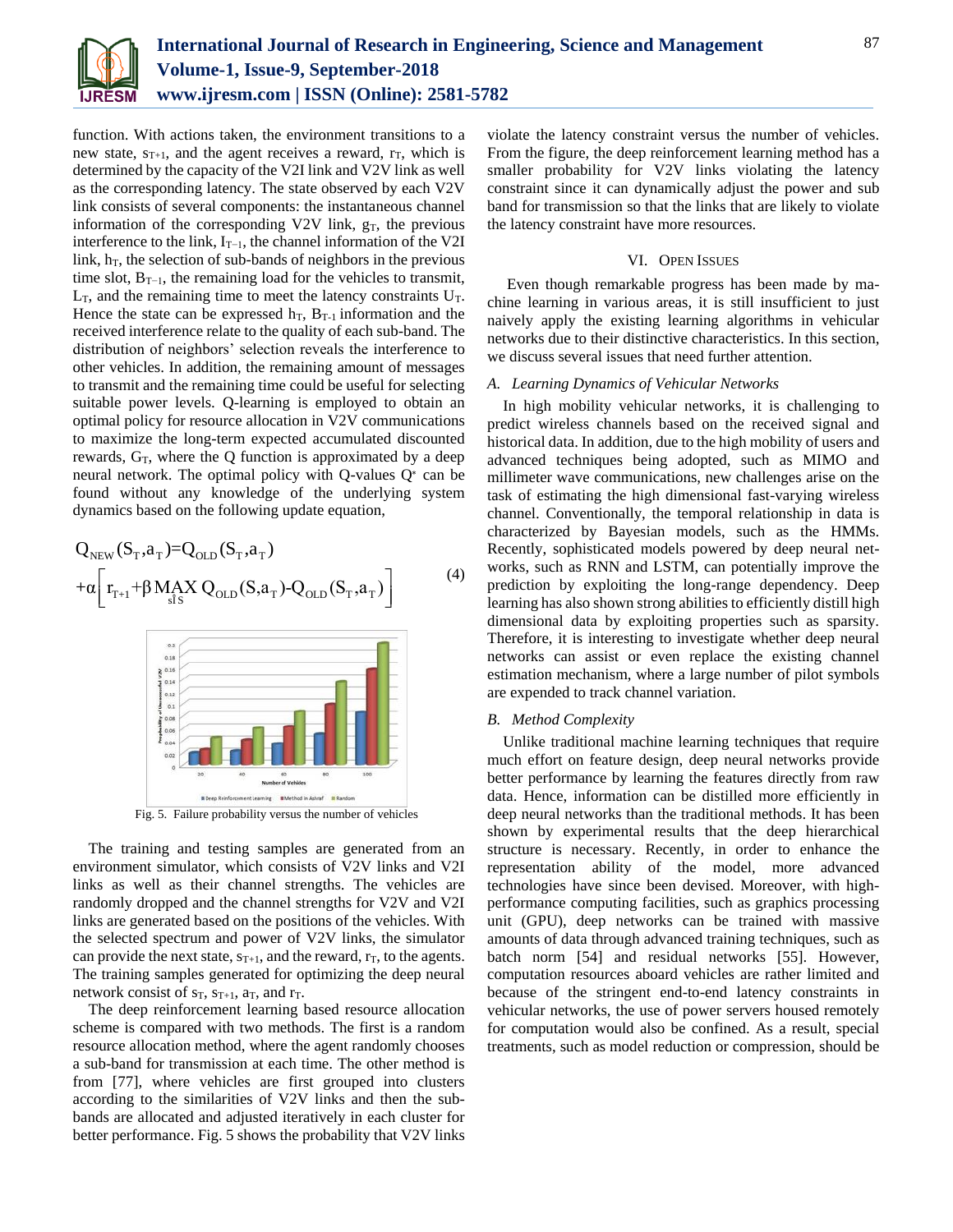function. With actions taken, the environment transitions to a new state, $s_{T+1}$, and the agent receives a reward, $r_T$, which is determined by the capacity of the V2I link and V2V link as well as the corresponding latency. The state observed by each V2V link consists of several components: the instantaneous channel information of the corresponding V2V link, $g_T$, the previous interference to the link, $I_{T-1}$, the channel information of the V2I link, $h_T$, the selection of sub-bands of neighbors in the previous time slot, $B_{T-1}$, the remaining load for the vehicles to transmit, $L_T$, and the remaining time to meet the latency constraints $U_T$. Hence the state can be expressed $h_T$, $B_{T-1}$ information and the received interference relate to the quality of each sub-band. The distribution of neighbors' selection reveals the interference to other vehicles. In addition, the remaining amount of messages to transmit and the remaining time could be useful for selecting suitable power levels. Q-learning is employed to obtain an optimal policy for resource allocation in V2V communications to maximize the long-term expected accumulated discounted rewards, $G_T$, where the Q function is approximated by a deep neural network. The optimal policy with Q-values $Q^*$ can be found without any knowledge of the underlying system dynamics based on the following update equation,

$$Q_{NEW}(S_T,a_T)=Q_{OLD}(S_T,a_T) \\ +\alpha\left[r_{T+1}+\beta \max_{s\in S} Q_{OLD}(S,a_T)-Q_{OLD}(S_T,a_T)\right] \quad (4)$$

Fig. 5. Failure probability versus the number of vehicles

The training and testing samples are generated from an environment simulator, which consists of V2V links and V2I links as well as their channel strengths. The vehicles are randomly dropped and the channel strengths for V2V and V2I links are generated based on the positions of the vehicles. With the selected spectrum and power of V2V links, the simulator can provide the next state, $s_{T+1}$, and the reward, $r_T$, to the agents. The training samples generated for optimizing the deep neural network consist of $s_T$, $s_{T+1}$, $a_T$, and $r_T$.

The deep reinforcement learning based resource allocation scheme is compared with two methods. The first is a random resource allocation method, where the agent randomly chooses a sub-band for transmission at each time. The other method is from [77], where vehicles are first grouped into clusters according to the similarities of V2V links and then the sub-bands are allocated and adjusted iteratively in each cluster for better performance. Fig. 5 shows the probability that V2V links violate the latency constraint versus the number of vehicles. From the figure, the deep reinforcement learning method has a smaller probability for V2V links violating the latency constraint since it can dynamically adjust the power and sub band for transmission so that the links that are likely to violate the latency constraint have more resources.

## VI. Open Issues

Even though remarkable progress has been made by machine learning in various areas, it is still insufficient to just naively apply the existing learning algorithms in vehicular networks due to their distinctive characteristics. In this section, we discuss several issues that need further attention.

### *A. Learning Dynamics of Vehicular Networks*

In high mobility vehicular networks, it is challenging to predict wireless channels based on the received signal and historical data. In addition, due to the high mobility of users and advanced techniques being adopted, such as MIMO and millimeter wave communications, new challenges arise on the task of estimating the high dimensional fast-varying wireless channel. Conventionally, the temporal relationship in data is characterized by Bayesian models, such as the HMMs. Recently, sophisticated models powered by deep neural networks, such as RNN and LSTM, can potentially improve the prediction by exploiting the long-range dependency. Deep learning has also shown strong abilities to efficiently distill high dimensional data by exploiting properties such as sparsity. Therefore, it is interesting to investigate whether deep neural networks can assist or even replace the existing channel estimation mechanism, where a large number of pilot symbols are expended to track channel variation.

### *B. Method Complexity*

Unlike traditional machine learning techniques that require much effort on feature design, deep neural networks provide better performance by learning the features directly from raw data. Hence, information can be distilled more efficiently in deep neural networks than the traditional methods. It has been shown by experimental results that the deep hierarchical structure is necessary. Recently, in order to enhance the representation ability of the model, more advanced technologies have since been devised. Moreover, with high-performance computing facilities, such as graphics processing unit (GPU), deep networks can be trained with massive amounts of data through advanced training techniques, such as batch norm [54] and residual networks [55]. However, computation resources aboard vehicles are rather limited and because of the stringent end-to-end latency constraints in vehicular networks, the use of power servers housed remotely for computation would also be confined. As a result, special treatments, such as model reduction or compression, should be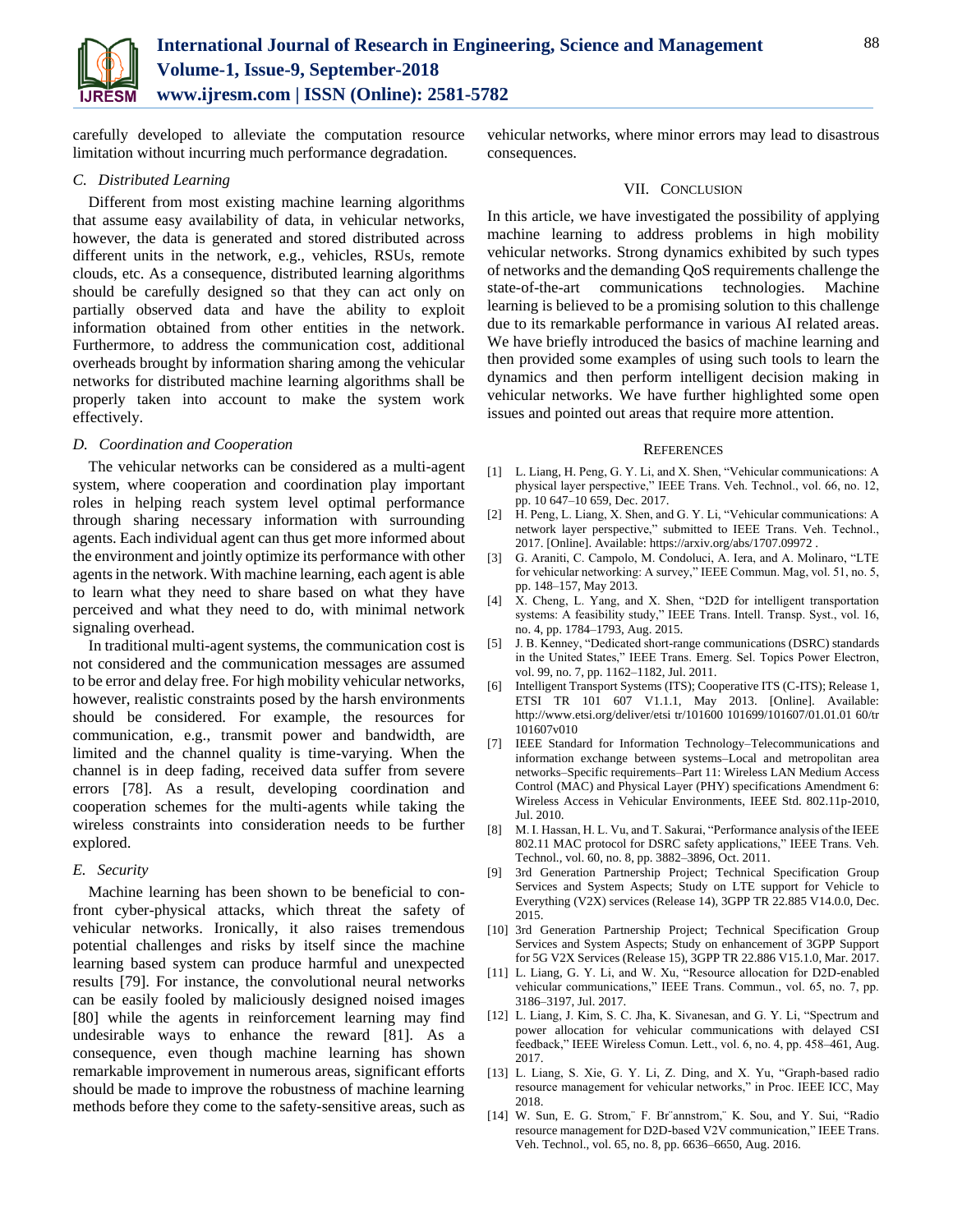carefully developed to alleviate the computation resource limitation without incurring much performance degradation.

### C. Distributed Learning

Different from most existing machine learning algorithms that assume easy availability of data, in vehicular networks, however, the data is generated and stored distributed across different units in the network, e.g., vehicles, RSUs, remote clouds, etc. As a consequence, distributed learning algorithms should be carefully designed so that they can act only on partially observed data and have the ability to exploit information obtained from other entities in the network. Furthermore, to address the communication cost, additional overheads brought by information sharing among the vehicular networks for distributed machine learning algorithms shall be properly taken into account to make the system work effectively.

### D. Coordination and Cooperation

The vehicular networks can be considered as a multi-agent system, where cooperation and coordination play important roles in helping reach system level optimal performance through sharing necessary information with surrounding agents. Each individual agent can thus get more informed about the environment and jointly optimize its performance with other agents in the network. With machine learning, each agent is able to learn what they need to share based on what they have perceived and what they need to do, with minimal network signaling overhead.

In traditional multi-agent systems, the communication cost is not considered and the communication messages are assumed to be error and delay free. For high mobility vehicular networks, however, realistic constraints posed by the harsh environments should be considered. For example, the resources for communication, e.g., transmit power and bandwidth, are limited and the channel quality is time-varying. When the channel is in deep fading, received data suffer from severe errors [78]. As a result, developing coordination and cooperation schemes for the multi-agents while taking the wireless constraints into consideration needs to be further explored.

### E. Security

Machine learning has been shown to be beneficial to confront cyber-physical attacks, which threat the safety of vehicular networks. Ironically, it also raises tremendous potential challenges and risks by itself since the machine learning based system can produce harmful and unexpected results [79]. For instance, the convolutional neural networks can be easily fooled by maliciously designed noised images [80] while the agents in reinforcement learning may find undesirable ways to enhance the reward [81]. As a consequence, even though machine learning has shown remarkable improvement in numerous areas, significant efforts should be made to improve the robustness of machine learning methods before they come to the safety-sensitive areas, such as vehicular networks, where minor errors may lead to disastrous consequences.

## VII. Conclusion

In this article, we have investigated the possibility of applying machine learning to address problems in high mobility vehicular networks. Strong dynamics exhibited by such types of networks and the demanding QoS requirements challenge the state-of-the-art communications technologies. Machine learning is believed to be a promising solution to this challenge due to its remarkable performance in various AI related areas. We have briefly introduced the basics of machine learning and then provided some examples of using such tools to learn the dynamics and then perform intelligent decision making in vehicular networks. We have further highlighted some open issues and pointed out areas that require more attention.

## References

[1] L. Liang, H. Peng, G. Y. Li, and X. Shen, "Vehicular communications: A physical layer perspective," IEEE Trans. Veh. Technol., vol. 66, no. 12, pp. 10 647–10 659, Dec. 2017.

[2] H. Peng, L. Liang, X. Shen, and G. Y. Li, "Vehicular communications: A network layer perspective," submitted to IEEE Trans. Veh. Technol., 2017. [Online]. Available: https://arxiv.org/abs/1707.09972 .

[3] G. Araniti, C. Campolo, M. Condoluci, A. Iera, and A. Molinaro, "LTE for vehicular networking: A survey," IEEE Commun. Mag, vol. 51, no. 5, pp. 148–157, May 2013.

[4] X. Cheng, L. Yang, and X. Shen, "D2D for intelligent transportation systems: A feasibility study," IEEE Trans. Intell. Transp. Syst., vol. 16, no. 4, pp. 1784–1793, Aug. 2015.

[5] J. B. Kenney, "Dedicated short-range communications (DSRC) standards in the United States," IEEE Trans. Emerg. Sel. Topics Power Electron, vol. 99, no. 7, pp. 1162–1182, Jul. 2011.

[6] Intelligent Transport Systems (ITS); Cooperative ITS (C-ITS); Release 1, ETSI TR 101 607 V1.1.1, May 2013. [Online]. Available: http://www.etsi.org/deliver/etsi tr/101600 101699/101607/01.01.01 60/tr 101607v010

[7] IEEE Standard for Information Technology–Telecommunications and information exchange between systems–Local and metropolitan area networks–Specific requirements–Part 11: Wireless LAN Medium Access Control (MAC) and Physical Layer (PHY) specifications Amendment 6: Wireless Access in Vehicular Environments, IEEE Std. 802.11p-2010, Jul. 2010.

[8] M. I. Hassan, H. L. Vu, and T. Sakurai, "Performance analysis of the IEEE 802.11 MAC protocol for DSRC safety applications," IEEE Trans. Veh. Technol., vol. 60, no. 8, pp. 3882–3896, Oct. 2011.

[9] 3rd Generation Partnership Project; Technical Specification Group Services and System Aspects; Study on LTE support for Vehicle to Everything (V2X) services (Release 14), 3GPP TR 22.885 V14.0.0, Dec. 2015.

[10] 3rd Generation Partnership Project; Technical Specification Group Services and System Aspects; Study on enhancement of 3GPP Support for 5G V2X Services (Release 15), 3GPP TR 22.886 V15.1.0, Mar. 2017.

[11] L. Liang, G. Y. Li, and W. Xu, "Resource allocation for D2D-enabled vehicular communications," IEEE Trans. Commun., vol. 65, no. 7, pp. 3186–3197, Jul. 2017.

[12] L. Liang, J. Kim, S. C. Jha, K. Sivanesan, and G. Y. Li, "Spectrum and power allocation for vehicular communications with delayed CSI feedback," IEEE Wireless Comun. Lett., vol. 6, no. 4, pp. 458–461, Aug. 2017.

[13] L. Liang, S. Xie, G. Y. Li, Z. Ding, and X. Yu, "Graph-based radio resource management for vehicular networks," in Proc. IEEE ICC, May 2018.

[14] W. Sun, E. G. Strom,¨ F. Br¨annstrom,¨ K. Sou, and Y. Sui, "Radio resource management for D2D-based V2V communication," IEEE Trans. Veh. Technol., vol. 65, no. 8, pp. 6636–6650, Aug. 2016.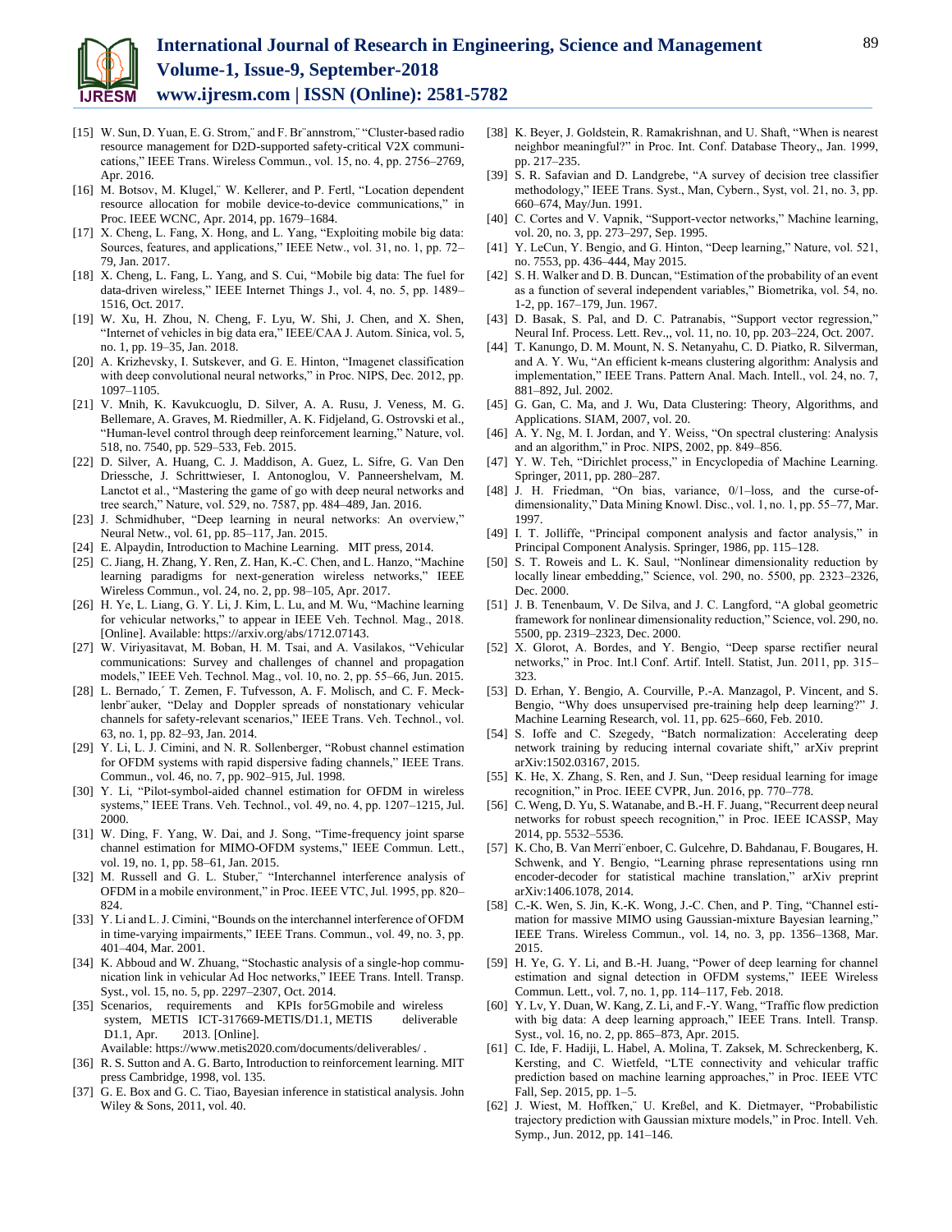[15] W. Sun, D. Yuan, E. G. Strom,¨ and F. Br¨annstrom,¨ "Cluster-based radio resource management for D2D-supported safety-critical V2X communications," IEEE Trans. Wireless Commun., vol. 15, no. 4, pp. 2756–2769, Apr. 2016.

[16] M. Botsov, M. Klugel,¨ W. Kellerer, and P. Fertl, "Location dependent resource allocation for mobile device-to-device communications," in Proc. IEEE WCNC, Apr. 2014, pp. 1679–1684.

[17] X. Cheng, L. Fang, X. Hong, and L. Yang, "Exploiting mobile big data: Sources, features, and applications," IEEE Netw., vol. 31, no. 1, pp. 72–79, Jan. 2017.

[18] X. Cheng, L. Fang, L. Yang, and S. Cui, "Mobile big data: The fuel for data-driven wireless," IEEE Internet Things J., vol. 4, no. 5, pp. 1489–1516, Oct. 2017.

[19] W. Xu, H. Zhou, N. Cheng, F. Lyu, W. Shi, J. Chen, and X. Shen, "Internet of vehicles in big data era," IEEE/CAA J. Autom. Sinica, vol. 5, no. 1, pp. 19–35, Jan. 2018.

[20] A. Krizhevsky, I. Sutskever, and G. E. Hinton, "Imagenet classification with deep convolutional neural networks," in Proc. NIPS, Dec. 2012, pp. 1097–1105.

[21] V. Mnih, K. Kavukcuoglu, D. Silver, A. A. Rusu, J. Veness, M. G. Bellemare, A. Graves, M. Riedmiller, A. K. Fidjeland, G. Ostrovski et al., "Human-level control through deep reinforcement learning," Nature, vol. 518, no. 7540, pp. 529–533, Feb. 2015.

[22] D. Silver, A. Huang, C. J. Maddison, A. Guez, L. Sifre, G. Van Den Driessche, J. Schrittwieser, I. Antonoglou, V. Panneershelvam, M. Lanctot et al., "Mastering the game of go with deep neural networks and tree search," Nature, vol. 529, no. 7587, pp. 484–489, Jan. 2016.

[23] J. Schmidhuber, "Deep learning in neural networks: An overview," Neural Netw., vol. 61, pp. 85–117, Jan. 2015.

[24] E. Alpaydin, Introduction to Machine Learning. MIT press, 2014.

[25] C. Jiang, H. Zhang, Y. Ren, Z. Han, K.-C. Chen, and L. Hanzo, "Machine learning paradigms for next-generation wireless networks," IEEE Wireless Commun., vol. 24, no. 2, pp. 98–105, Apr. 2017.

[26] H. Ye, L. Liang, G. Y. Li, J. Kim, L. Lu, and M. Wu, "Machine learning for vehicular networks," to appear in IEEE Veh. Technol. Mag., 2018. [Online]. Available: https://arxiv.org/abs/1712.07143.

[27] W. Viriyasitavat, M. Boban, H. M. Tsai, and A. Vasilakos, "Vehicular communications: Survey and challenges of channel and propagation models," IEEE Veh. Technol. Mag., vol. 10, no. 2, pp. 55–66, Jun. 2015.

[28] L. Bernado,´ T. Zemen, F. Tufvesson, A. F. Molisch, and C. F. Mecklenbr¨auker, "Delay and Doppler spreads of nonstationary vehicular channels for safety-relevant scenarios," IEEE Trans. Veh. Technol., vol. 63, no. 1, pp. 82–93, Jan. 2014.

[29] Y. Li, L. J. Cimini, and N. R. Sollenberger, "Robust channel estimation for OFDM systems with rapid dispersive fading channels," IEEE Trans. Commun., vol. 46, no. 7, pp. 902–915, Jul. 1998.

[30] Y. Li, "Pilot-symbol-aided channel estimation for OFDM in wireless systems," IEEE Trans. Veh. Technol., vol. 49, no. 4, pp. 1207–1215, Jul. 2000.

[31] W. Ding, F. Yang, W. Dai, and J. Song, "Time-frequency joint sparse channel estimation for MIMO-OFDM systems," IEEE Commun. Lett., vol. 19, no. 1, pp. 58–61, Jan. 2015.

[32] M. Russell and G. L. Stuber,¨ "Interchannel interference analysis of OFDM in a mobile environment," in Proc. IEEE VTC, Jul. 1995, pp. 820–824.

[33] Y. Li and L. J. Cimini, "Bounds on the interchannel interference of OFDM in time-varying impairments," IEEE Trans. Commun., vol. 49, no. 3, pp. 401–404, Mar. 2001.

[34] K. Abboud and W. Zhuang, "Stochastic analysis of a single-hop communication link in vehicular Ad Hoc networks," IEEE Trans. Intell. Transp. Syst., vol. 15, no. 5, pp. 2297–2307, Oct. 2014.

[35] Scenarios, requirements and KPIs for5Gmobile and wireless system, METIS ICT-317669-METIS/D1.1, METIS deliverable D1.1, Apr. 2013. [Online]. Available: https://www.metis2020.com/documents/deliverables/ .

[36] R. S. Sutton and A. G. Barto, Introduction to reinforcement learning. MIT press Cambridge, 1998, vol. 135.

[37] G. E. Box and G. C. Tiao, Bayesian inference in statistical analysis. John Wiley & Sons, 2011, vol. 40.

[38] K. Beyer, J. Goldstein, R. Ramakrishnan, and U. Shaft, "When is nearest neighbor meaningful?" in Proc. Int. Conf. Database Theory,, Jan. 1999, pp. 217–235.

[39] S. R. Safavian and D. Landgrebe, "A survey of decision tree classifier methodology," IEEE Trans. Syst., Man, Cybern., Syst, vol. 21, no. 3, pp. 660–674, May/Jun. 1991.

[40] C. Cortes and V. Vapnik, "Support-vector networks," Machine learning, vol. 20, no. 3, pp. 273–297, Sep. 1995.

[41] Y. LeCun, Y. Bengio, and G. Hinton, "Deep learning," Nature, vol. 521, no. 7553, pp. 436–444, May 2015.

[42] S. H. Walker and D. B. Duncan, "Estimation of the probability of an event as a function of several independent variables," Biometrika, vol. 54, no. 1-2, pp. 167–179, Jun. 1967.

[43] D. Basak, S. Pal, and D. C. Patranabis, "Support vector regression," Neural Inf. Process. Lett. Rev.,, vol. 11, no. 10, pp. 203–224, Oct. 2007.

[44] T. Kanungo, D. M. Mount, N. S. Netanyahu, C. D. Piatko, R. Silverman, and A. Y. Wu, "An efficient k-means clustering algorithm: Analysis and implementation," IEEE Trans. Pattern Anal. Mach. Intell., vol. 24, no. 7, 881–892, Jul. 2002.

[45] G. Gan, C. Ma, and J. Wu, Data Clustering: Theory, Algorithms, and Applications. SIAM, 2007, vol. 20.

[46] A. Y. Ng, M. I. Jordan, and Y. Weiss, "On spectral clustering: Analysis and an algorithm," in Proc. NIPS, 2002, pp. 849–856.

[47] Y. W. Teh, "Dirichlet process," in Encyclopedia of Machine Learning. Springer, 2011, pp. 280–287.

[48] J. H. Friedman, "On bias, variance, 0/1–loss, and the curse-of-dimensionality," Data Mining Knowl. Disc., vol. 1, no. 1, pp. 55–77, Mar. 1997.

[49] I. T. Jolliffe, "Principal component analysis and factor analysis," in Principal Component Analysis. Springer, 1986, pp. 115–128.

[50] S. T. Roweis and L. K. Saul, "Nonlinear dimensionality reduction by locally linear embedding," Science, vol. 290, no. 5500, pp. 2323–2326, Dec. 2000.

[51] J. B. Tenenbaum, V. De Silva, and J. C. Langford, "A global geometric framework for nonlinear dimensionality reduction," Science, vol. 290, no. 5500, pp. 2319–2323, Dec. 2000.

[52] X. Glorot, A. Bordes, and Y. Bengio, "Deep sparse rectifier neural networks," in Proc. Int.l Conf. Artif. Intell. Statist, Jun. 2011, pp. 315–323.

[53] D. Erhan, Y. Bengio, A. Courville, P.-A. Manzagol, P. Vincent, and S. Bengio, "Why does unsupervised pre-training help deep learning?" J. Machine Learning Research, vol. 11, pp. 625–660, Feb. 2010.

[54] S. Ioffe and C. Szegedy, "Batch normalization: Accelerating deep network training by reducing internal covariate shift," arXiv preprint arXiv:1502.03167, 2015.

[55] K. He, X. Zhang, S. Ren, and J. Sun, "Deep residual learning for image recognition," in Proc. IEEE CVPR, Jun. 2016, pp. 770–778.

[56] C. Weng, D. Yu, S. Watanabe, and B.-H. F. Juang, "Recurrent deep neural networks for robust speech recognition," in Proc. IEEE ICASSP, May 2014, pp. 5532–5536.

[57] K. Cho, B. Van Merri¨enboer, C. Gulcehre, D. Bahdanau, F. Bougares, H. Schwenk, and Y. Bengio, "Learning phrase representations using rnn encoder-decoder for statistical machine translation," arXiv preprint arXiv:1406.1078, 2014.

[58] C.-K. Wen, S. Jin, K.-K. Wong, J.-C. Chen, and P. Ting, "Channel estimation for massive MIMO using Gaussian-mixture Bayesian learning," IEEE Trans. Wireless Commun., vol. 14, no. 3, pp. 1356–1368, Mar. 2015.

[59] H. Ye, G. Y. Li, and B.-H. Juang, "Power of deep learning for channel estimation and signal detection in OFDM systems," IEEE Wireless Commun. Lett., vol. 7, no. 1, pp. 114–117, Feb. 2018.

[60] Y. Lv, Y. Duan, W. Kang, Z. Li, and F.-Y. Wang, "Traffic flow prediction with big data: A deep learning approach," IEEE Trans. Intell. Transp. Syst., vol. 16, no. 2, pp. 865–873, Apr. 2015.

[61] C. Ide, F. Hadiji, L. Habel, A. Molina, T. Zaksek, M. Schreckenberg, K. Kersting, and C. Wietfeld, "LTE connectivity and vehicular traffic prediction based on machine learning approaches," in Proc. IEEE VTC Fall, Sep. 2015, pp. 1–5.

[62] J. Wiest, M. Hoffken,¨ U. Kreßel, and K. Dietmayer, "Probabilistic trajectory prediction with Gaussian mixture models," in Proc. Intell. Veh. Symp., Jun. 2012, pp. 141–146.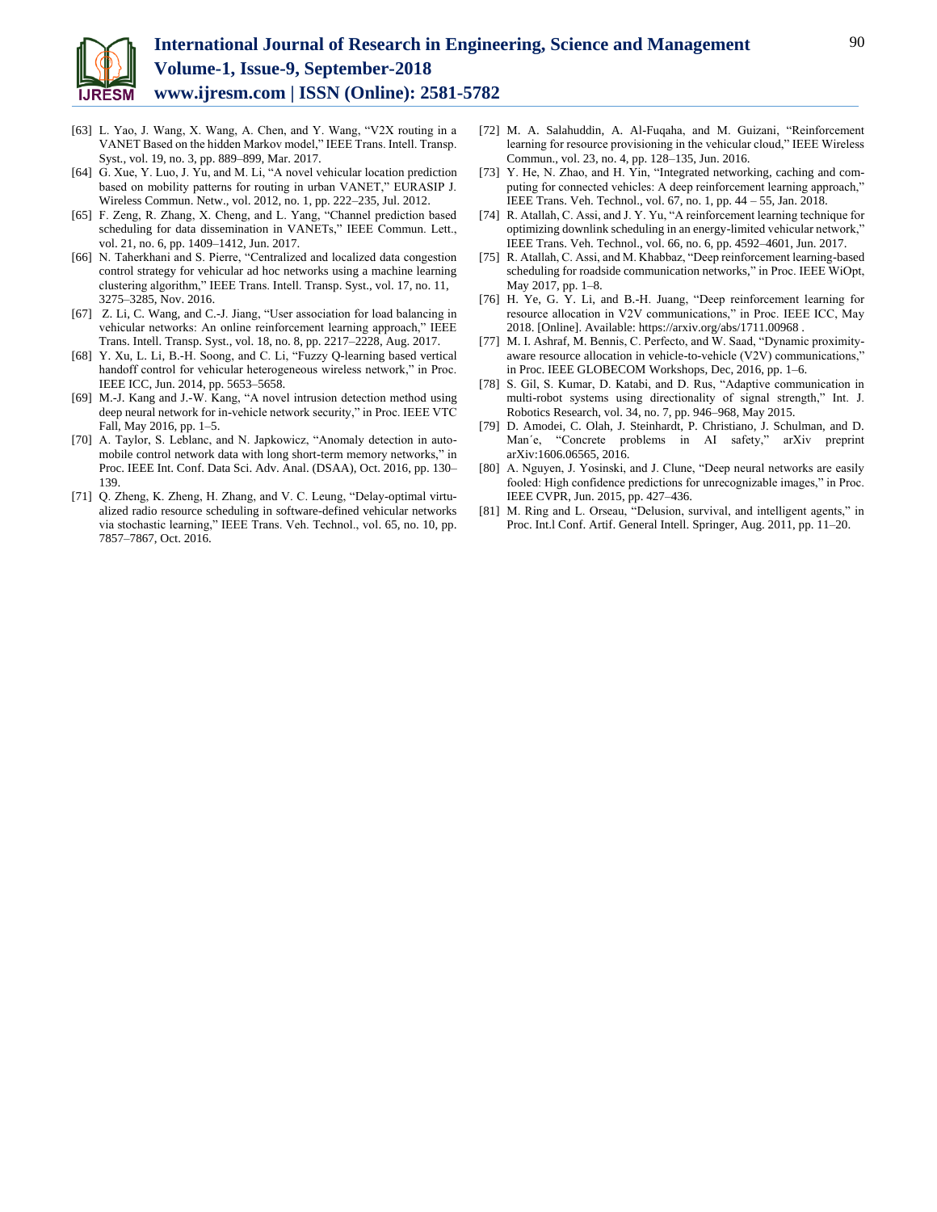[63] L. Yao, J. Wang, X. Wang, A. Chen, and Y. Wang, "V2X routing in a VANET Based on the hidden Markov model," IEEE Trans. Intell. Transp. Syst., vol. 19, no. 3, pp. 889–899, Mar. 2017.

[64] G. Xue, Y. Luo, J. Yu, and M. Li, "A novel vehicular location prediction based on mobility patterns for routing in urban VANET," EURASIP J. Wireless Commun. Netw., vol. 2012, no. 1, pp. 222–235, Jul. 2012.

[65] F. Zeng, R. Zhang, X. Cheng, and L. Yang, "Channel prediction based scheduling for data dissemination in VANETs," IEEE Commun. Lett., vol. 21, no. 6, pp. 1409–1412, Jun. 2017.

[66] N. Taherkhani and S. Pierre, "Centralized and localized data congestion control strategy for vehicular ad hoc networks using a machine learning clustering algorithm," IEEE Trans. Intell. Transp. Syst., vol. 17, no. 11, 3275–3285, Nov. 2016.

[67] Z. Li, C. Wang, and C.-J. Jiang, "User association for load balancing in vehicular networks: An online reinforcement learning approach," IEEE Trans. Intell. Transp. Syst., vol. 18, no. 8, pp. 2217–2228, Aug. 2017.

[68] Y. Xu, L. Li, B.-H. Soong, and C. Li, "Fuzzy Q-learning based vertical handoff control for vehicular heterogeneous wireless network," in Proc. IEEE ICC, Jun. 2014, pp. 5653–5658.

[69] M.-J. Kang and J.-W. Kang, "A novel intrusion detection method using deep neural network for in-vehicle network security," in Proc. IEEE VTC Fall, May 2016, pp. 1–5.

[70] A. Taylor, S. Leblanc, and N. Japkowicz, "Anomaly detection in automobile control network data with long short-term memory networks," in Proc. IEEE Int. Conf. Data Sci. Adv. Anal. (DSAA), Oct. 2016, pp. 130–139.

[71] Q. Zheng, K. Zheng, H. Zhang, and V. C. Leung, "Delay-optimal virtualized radio resource scheduling in software-defined vehicular networks via stochastic learning," IEEE Trans. Veh. Technol., vol. 65, no. 10, pp. 7857–7867, Oct. 2016.

[72] M. A. Salahuddin, A. Al-Fuqaha, and M. Guizani, "Reinforcement learning for resource provisioning in the vehicular cloud," IEEE Wireless Commun., vol. 23, no. 4, pp. 128–135, Jun. 2016.

[73] Y. He, N. Zhao, and H. Yin, "Integrated networking, caching and computing for connected vehicles: A deep reinforcement learning approach," IEEE Trans. Veh. Technol., vol. 67, no. 1, pp. 44 – 55, Jan. 2018.

[74] R. Atallah, C. Assi, and J. Y. Yu, "A reinforcement learning technique for optimizing downlink scheduling in an energy-limited vehicular network," IEEE Trans. Veh. Technol., vol. 66, no. 6, pp. 4592–4601, Jun. 2017.

[75] R. Atallah, C. Assi, and M. Khabbaz, "Deep reinforcement learning-based scheduling for roadside communication networks," in Proc. IEEE WiOpt, May 2017, pp. 1–8.

[76] H. Ye, G. Y. Li, and B.-H. Juang, "Deep reinforcement learning for resource allocation in V2V communications," in Proc. IEEE ICC, May 2018. [Online]. Available: https://arxiv.org/abs/1711.00968 .

[77] M. I. Ashraf, M. Bennis, C. Perfecto, and W. Saad, "Dynamic proximity-aware resource allocation in vehicle-to-vehicle (V2V) communications," in Proc. IEEE GLOBECOM Workshops, Dec, 2016, pp. 1–6.

[78] S. Gil, S. Kumar, D. Katabi, and D. Rus, "Adaptive communication in multi-robot systems using directionality of signal strength," Int. J. Robotics Research, vol. 34, no. 7, pp. 946–968, May 2015.

[79] D. Amodei, C. Olah, J. Steinhardt, P. Christiano, J. Schulman, and D. Man´e, "Concrete problems in AI safety," arXiv preprint arXiv:1606.06565, 2016.

[80] A. Nguyen, J. Yosinski, and J. Clune, "Deep neural networks are easily fooled: High confidence predictions for unrecognizable images," in Proc. IEEE CVPR, Jun. 2015, pp. 427–436.

[81] M. Ring and L. Orseau, "Delusion, survival, and intelligent agents," in Proc. Int.l Conf. Artif. General Intell. Springer, Aug. 2011, pp. 11–20.